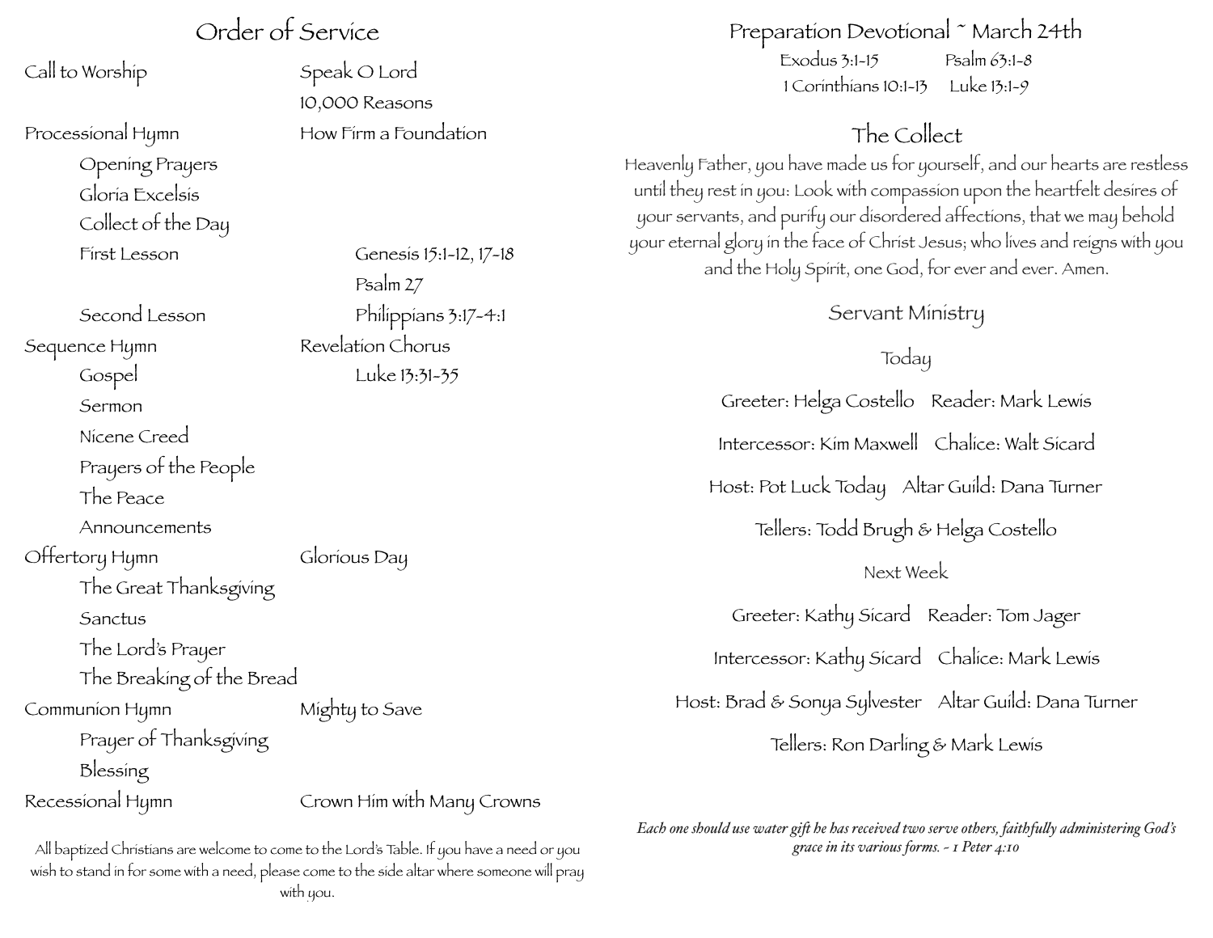# Order of Service

| | | |
|---|---|---|
| Call to Worship | Speak O Lord | |
| | 10,000 Reasons | |
| Processional Hymn | How Firm a Foundation | |
| Opening Prayers | | |
| Gloria Excelsis | | |
| Collect of the Day | | |
| First Lesson | | Genesis 15:1-12, 17-18 |
| | | Psalm 27 |
| Second Lesson | | Philippians 3:17-4:1 |
| Sequence Hymn | Revelation Chorus | |
| Gospel | | Luke 13:31-35 |
| Sermon | | |
| Nicene Creed | | |
| Prayers of the People | | |
| The Peace | | |
| Announcements | | |
| Offertory Hymn | Glorious Day | |
| The Great Thanksgiving | | |
| Sanctus | | |
| The Lord's Prayer | | |
| The Breaking of the Bread | | |
| Communion Hymn | Mighty to Save | |
| Prayer of Thanksgiving | | |
| Blessing | | |
| Recessional Hymn | Crown Him with Many Crowns | |

All baptized Christians are welcome to come to the Lord's Table. If you have a need or you wish to stand in for some with a need, please come to the side altar where someone will pray with you.

## Preparation Devotional ~ March 24th

Exodus 3:1-15　　Psalm 63:1-8

1 Corinthians 10:1-13　　Luke 13:1-9

## The Collect

Heavenly Father, you have made us for yourself, and our hearts are restless until they rest in you: Look with compassion upon the heartfelt desires of your servants, and purify our disordered affections, that we may behold your eternal glory in the face of Christ Jesus; who lives and reigns with you and the Holy Spirit, one God, for ever and ever. Amen.

## Servant Ministry

### Today

Greeter: Helga Costello　Reader: Mark Lewis

Intercessor: Kim Maxwell　Chalice: Walt Sicard

Host: Pot Luck Today　Altar Guild: Dana Turner

Tellers: Todd Brugh & Helga Costello

### Next Week

Greeter: Kathy Sicard　Reader: Tom Jager

Intercessor: Kathy Sicard　Chalice: Mark Lewis

Host: Brad & Sonya Sylvester　Altar Guild: Dana Turner

Tellers: Ron Darling & Mark Lewis

*Each one should use water gift he has received two serve others, faithfully administering God's grace in its various forms. - 1 Peter 4:10*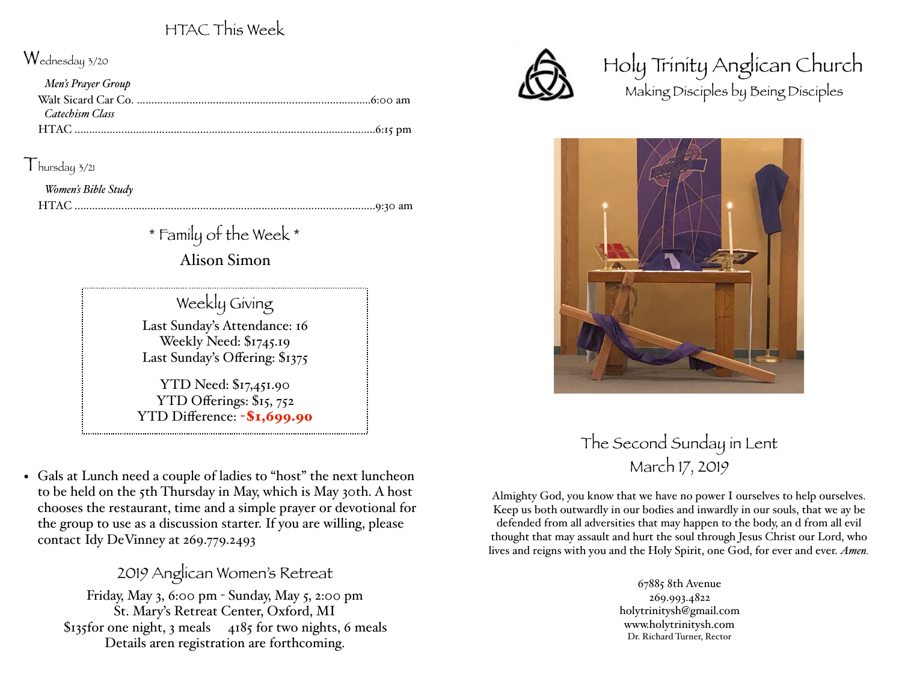## HTAC This Week

### Wednesday 3/20

*Men's Prayer Group*
Walt Sicard Car Co. ............................................................................6:00 am
*Catechism Class*
HTAC ............................................................................................6:15 pm

### Thursday 3/21

*Women's Bible Study*
HTAC ............................................................................................9:30 am

### * Family of the Week *

Alison Simon

### Weekly Giving

Last Sunday's Attendance: 16
Weekly Need: $1745.19
Last Sunday's Offering: $1375

YTD Need: $17,451.90
YTD Offerings: $15, 752
YTD Difference: **-$1,699.90**

- Gals at Lunch need a couple of ladies to "host" the next luncheon to be held on the 5th Thursday in May, which is May 30th. A host chooses the restaurant, time and a simple prayer or devotional for the group to use as a discussion starter. If you are willing, please contact Idy DeVinney at 269.779.2493

### 2019 Anglican Women's Retreat

Friday, May 3, 6:00 pm - Sunday, May 5, 2:00 pm
St. Mary's Retreat Center, Oxford, MI
$135for one night, 3 meals    4185 for two nights, 6 meals
Details aren registration are forthcoming.

# Holy Trinity Anglican Church

Making Disciples by Being Disciples

## The Second Sunday in Lent
March 17, 2019

Almighty God, you know that we have no power I ourselves to help ourselves. Keep us both outwardly in our bodies and inwardly in our souls, that we ay be defended from all adversities that may happen to the body, an d from all evil thought that may assault and hurt the soul through Jesus Christ our Lord, who lives and reigns with you and the Holy Spirit, one God, for ever and ever. *Amen.*

67885 8th Avenue
269.993.4822
holytrinitysh@gmail.com
www.holytrinitysh.com
Dr. Richard Turner, Rector